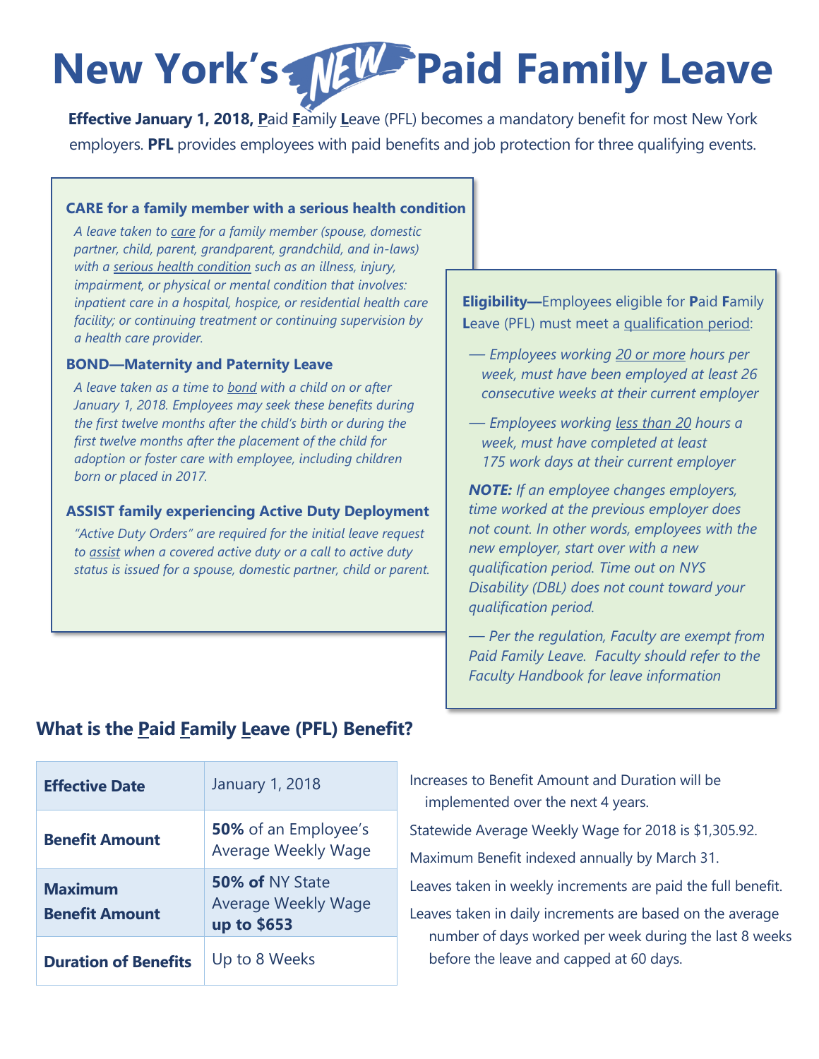# New York's NEW Paid Family Leave

**Effective January 1, 2018, Paid Family Leave** (PFL) becomes a mandatory benefit for most New York employers. **PFL** provides employees with paid benefits and job protection for three qualifying events.

### CARE for a family member with a serious health condition

*A leave taken to care for a family member (spouse, domestic partner, child, parent, grandparent, grandchild, and in-laws) with a serious health condition such as an illness, injury, impairment, or physical or mental condition that involves: inpatient care in a hospital, hospice, or residential health care facility; or continuing treatment or continuing supervision by a health care provider.*

### BOND—Maternity and Paternity Leave

*A leave taken as a time to bond with a child on or after January 1, 2018. Employees may seek these benefits during the first twelve months after the child's birth or during the first twelve months after the placement of the child for adoption or foster care with employee, including children born or placed in 2017.*

### ASSIST family experiencing Active Duty Deployment

*"Active Duty Orders" are required for the initial leave request to assist when a covered active duty or a call to active duty status is issued for a spouse, domestic partner, child or parent.*

**Eligibility—**Employees eligible for **P**aid **F**amily **L**eave (PFL) must meet a qualification period:

- *Employees working 20 or more hours per week, must have been employed at least 26 consecutive weeks at their current employer*
- *Employees working less than 20 hours a week, must have completed at least 175 work days at their current employer*

***NOTE:** If an employee changes employers, time worked at the previous employer does not count. In other words, employees with the new employer, start over with a new qualification period. Time out on NYS Disability (DBL) does not count toward your qualification period.*

— *Per the regulation, Faculty are exempt from Paid Family Leave. Faculty should refer to the Faculty Handbook for leave information*

## What is the Paid Family Leave (PFL) Benefit?

| | |
|---|---|
| **Effective Date** | January 1, 2018 |
| **Benefit Amount** | **50%** of an Employee's Average Weekly Wage |
| **Maximum Benefit Amount** | **50% of** NY State Average Weekly Wage **up to $653** |
| **Duration of Benefits** | Up to 8 Weeks |

Increases to Benefit Amount and Duration will be implemented over the next 4 years.

Statewide Average Weekly Wage for 2018 is $1,305.92.

Maximum Benefit indexed annually by March 31.

Leaves taken in weekly increments are paid the full benefit.

Leaves taken in daily increments are based on the average number of days worked per week during the last 8 weeks before the leave and capped at 60 days.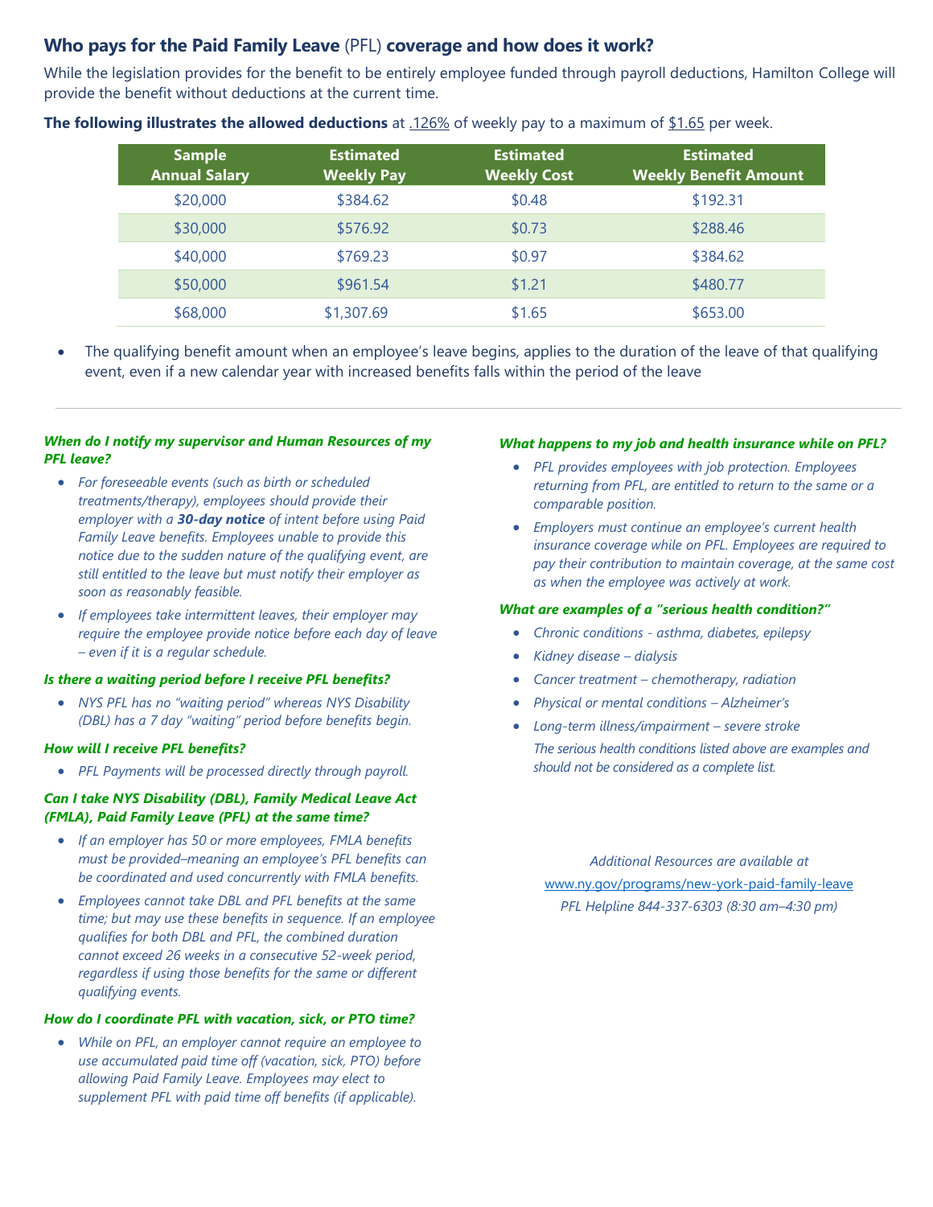## Who pays for the Paid Family Leave (PFL) coverage and how does it work?

While the legislation provides for the benefit to be entirely employee funded through payroll deductions, Hamilton College will provide the benefit without deductions at the current time.

**The following illustrates the allowed deductions** at .126% of weekly pay to a maximum of $1.65 per week.

| Sample Annual Salary | Estimated Weekly Pay | Estimated Weekly Cost | Estimated Weekly Benefit Amount |
|---|---|---|---|
| $20,000 | $384.62 | $0.48 | $192.31 |
| $30,000 | $576.92 | $0.73 | $288.46 |
| $40,000 | $769.23 | $0.97 | $384.62 |
| $50,000 | $961.54 | $1.21 | $480.77 |
| $68,000 | $1,307.69 | $1.65 | $653.00 |

- The qualifying benefit amount when an employee's leave begins, applies to the duration of the leave of that qualifying event, even if a new calendar year with increased benefits falls within the period of the leave

---

***When do I notify my supervisor and Human Resources of my PFL leave?***

- *For foreseeable events (such as birth or scheduled treatments/therapy), employees should provide their employer with a **30-day notice** of intent before using Paid Family Leave benefits. Employees unable to provide this notice due to the sudden nature of the qualifying event, are still entitled to the leave but must notify their employer as soon as reasonably feasible.*
- *If employees take intermittent leaves, their employer may require the employee provide notice before each day of leave – even if it is a regular schedule.*

***Is there a waiting period before I receive PFL benefits?***

- *NYS PFL has no "waiting period" whereas NYS Disability (DBL) has a 7 day "waiting" period before benefits begin.*

***How will I receive PFL benefits?***

- *PFL Payments will be processed directly through payroll.*

***Can I take NYS Disability (DBL), Family Medical Leave Act (FMLA), Paid Family Leave (PFL) at the same time?***

- *If an employer has 50 or more employees, FMLA benefits must be provided–meaning an employee's PFL benefits can be coordinated and used concurrently with FMLA benefits.*
- *Employees cannot take DBL and PFL benefits at the same time; but may use these benefits in sequence. If an employee qualifies for both DBL and PFL, the combined duration cannot exceed 26 weeks in a consecutive 52-week period, regardless if using those benefits for the same or different qualifying events.*

***How do I coordinate PFL with vacation, sick, or PTO time?***

- *While on PFL, an employer cannot require an employee to use accumulated paid time off (vacation, sick, PTO) before allowing Paid Family Leave. Employees may elect to supplement PFL with paid time off benefits (if applicable).*

***What happens to my job and health insurance while on PFL?***

- *PFL provides employees with job protection. Employees returning from PFL, are entitled to return to the same or a comparable position.*
- *Employers must continue an employee's current health insurance coverage while on PFL. Employees are required to pay their contribution to maintain coverage, at the same cost as when the employee was actively at work.*

***What are examples of a "serious health condition?"***

- *Chronic conditions - asthma, diabetes, epilepsy*
- *Kidney disease – dialysis*
- *Cancer treatment – chemotherapy, radiation*
- *Physical or mental conditions – Alzheimer's*
- *Long-term illness/impairment – severe stroke*

*The serious health conditions listed above are examples and should not be considered as a complete list.*

*Additional Resources are available at*
www.ny.gov/programs/new-york-paid-family-leave
*PFL Helpline 844-337-6303 (8:30 am–4:30 pm)*